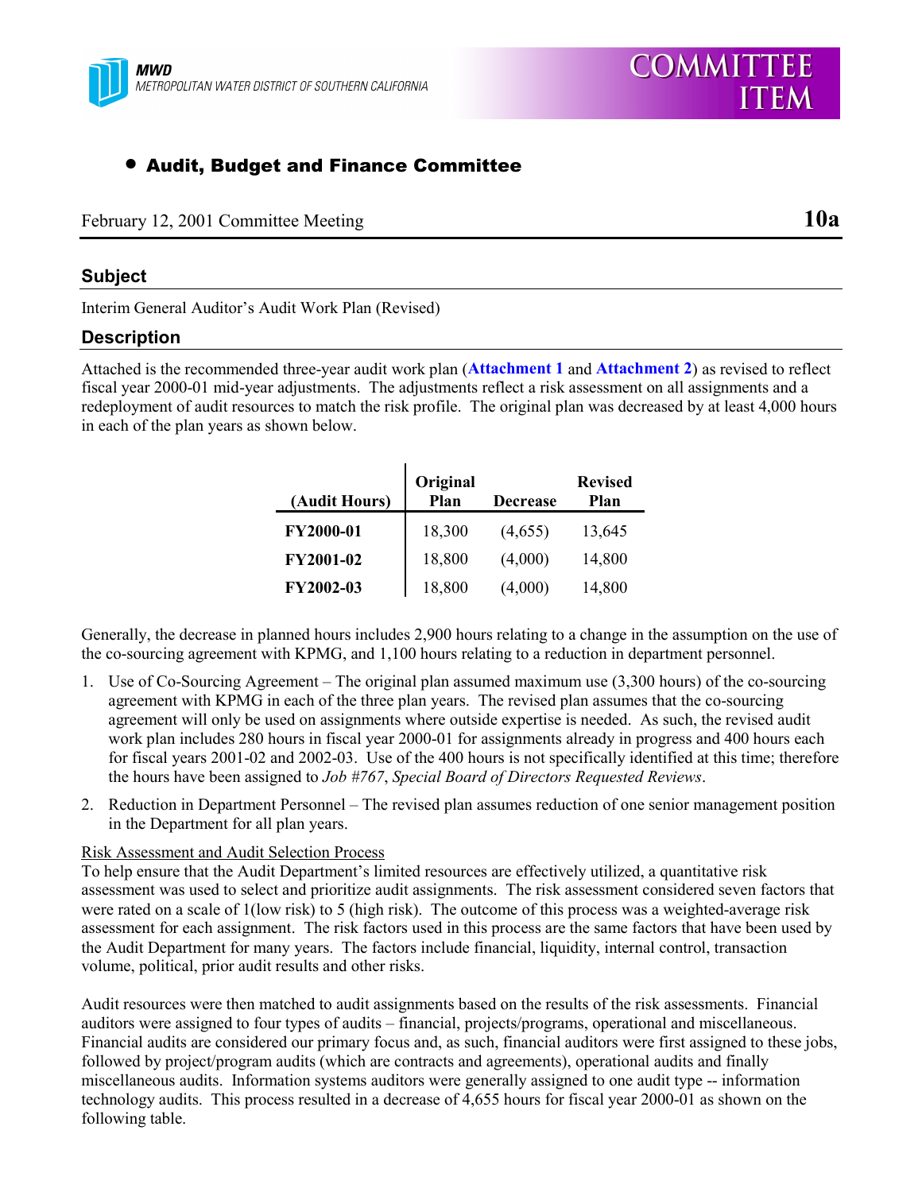MWD
METROPOLITAN WATER DISTRICT OF SOUTHERN CALIFORNIA

COMMITTEE ITEM

- **Audit, Budget and Finance Committee**

February 12, 2001 Committee Meeting **10a**

## Subject

Interim General Auditor's Audit Work Plan (Revised)

## Description

Attached is the recommended three-year audit work plan (**Attachment 1** and **Attachment 2**) as revised to reflect fiscal year 2000-01 mid-year adjustments. The adjustments reflect a risk assessment on all assignments and a redeployment of audit resources to match the risk profile. The original plan was decreased by at least 4,000 hours in each of the plan years as shown below.

| (Audit Hours) | Original Plan | Decrease | Revised Plan |
|---|---|---|---|
| **FY2000-01** | 18,300 | (4,655) | 13,645 |
| **FY2001-02** | 18,800 | (4,000) | 14,800 |
| **FY2002-03** | 18,800 | (4,000) | 14,800 |

Generally, the decrease in planned hours includes 2,900 hours relating to a change in the assumption on the use of the co-sourcing agreement with KPMG, and 1,100 hours relating to a reduction in department personnel.

1. Use of Co-Sourcing Agreement – The original plan assumed maximum use (3,300 hours) of the co-sourcing agreement with KPMG in each of the three plan years. The revised plan assumes that the co-sourcing agreement will only be used on assignments where outside expertise is needed. As such, the revised audit work plan includes 280 hours in fiscal year 2000-01 for assignments already in progress and 400 hours each for fiscal years 2001-02 and 2002-03. Use of the 400 hours is not specifically identified at this time; therefore the hours have been assigned to *Job #767*, *Special Board of Directors Requested Reviews*.
2. Reduction in Department Personnel – The revised plan assumes reduction of one senior management position in the Department for all plan years.

Risk Assessment and Audit Selection Process

To help ensure that the Audit Department's limited resources are effectively utilized, a quantitative risk assessment was used to select and prioritize audit assignments. The risk assessment considered seven factors that were rated on a scale of 1(low risk) to 5 (high risk). The outcome of this process was a weighted-average risk assessment for each assignment. The risk factors used in this process are the same factors that have been used by the Audit Department for many years. The factors include financial, liquidity, internal control, transaction volume, political, prior audit results and other risks.

Audit resources were then matched to audit assignments based on the results of the risk assessments. Financial auditors were assigned to four types of audits – financial, projects/programs, operational and miscellaneous. Financial audits are considered our primary focus and, as such, financial auditors were first assigned to these jobs, followed by project/program audits (which are contracts and agreements), operational audits and finally miscellaneous audits. Information systems auditors were generally assigned to one audit type -- information technology audits. This process resulted in a decrease of 4,655 hours for fiscal year 2000-01 as shown on the following table.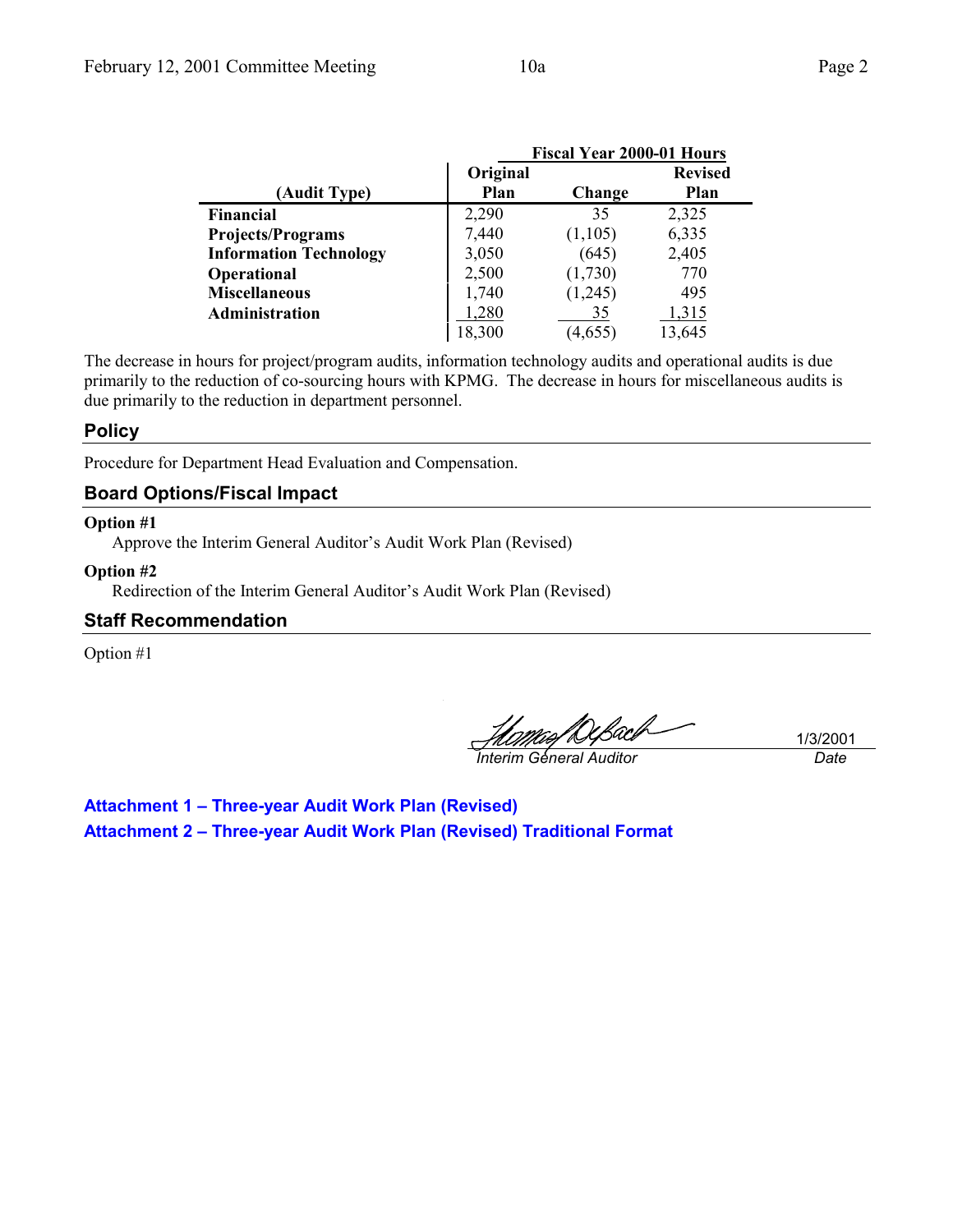| (Audit Type) | Fiscal Year 2000-01 Hours Original Plan | Change | Revised Plan |
|---|---|---|---|
| **Financial** | 2,290 | 35 | 2,325 |
| **Projects/Programs** | 7,440 | (1,105) | 6,335 |
| **Information Technology** | 3,050 | (645) | 2,405 |
| **Operational** | 2,500 | (1,730) | 770 |
| **Miscellaneous** | 1,740 | (1,245) | 495 |
| **Administration** | 1,280 | 35 | 1,315 |
| | 18,300 | (4,655) | 13,645 |

The decrease in hours for project/program audits, information technology audits and operational audits is due primarily to the reduction of co-sourcing hours with KPMG. The decrease in hours for miscellaneous audits is due primarily to the reduction in department personnel.

## Policy

Procedure for Department Head Evaluation and Compensation.

## Board Options/Fiscal Impact

**Option #1**

Approve the Interim General Auditor's Audit Work Plan (Revised)

**Option #2**

Redirection of the Interim General Auditor's Audit Work Plan (Revised)

## Staff Recommendation

Option #1

*Interim General Auditor* — 1/3/2001 (*Date*)

**Attachment 1 – Three-year Audit Work Plan (Revised)**

**Attachment 2 – Three-year Audit Work Plan (Revised) Traditional Format**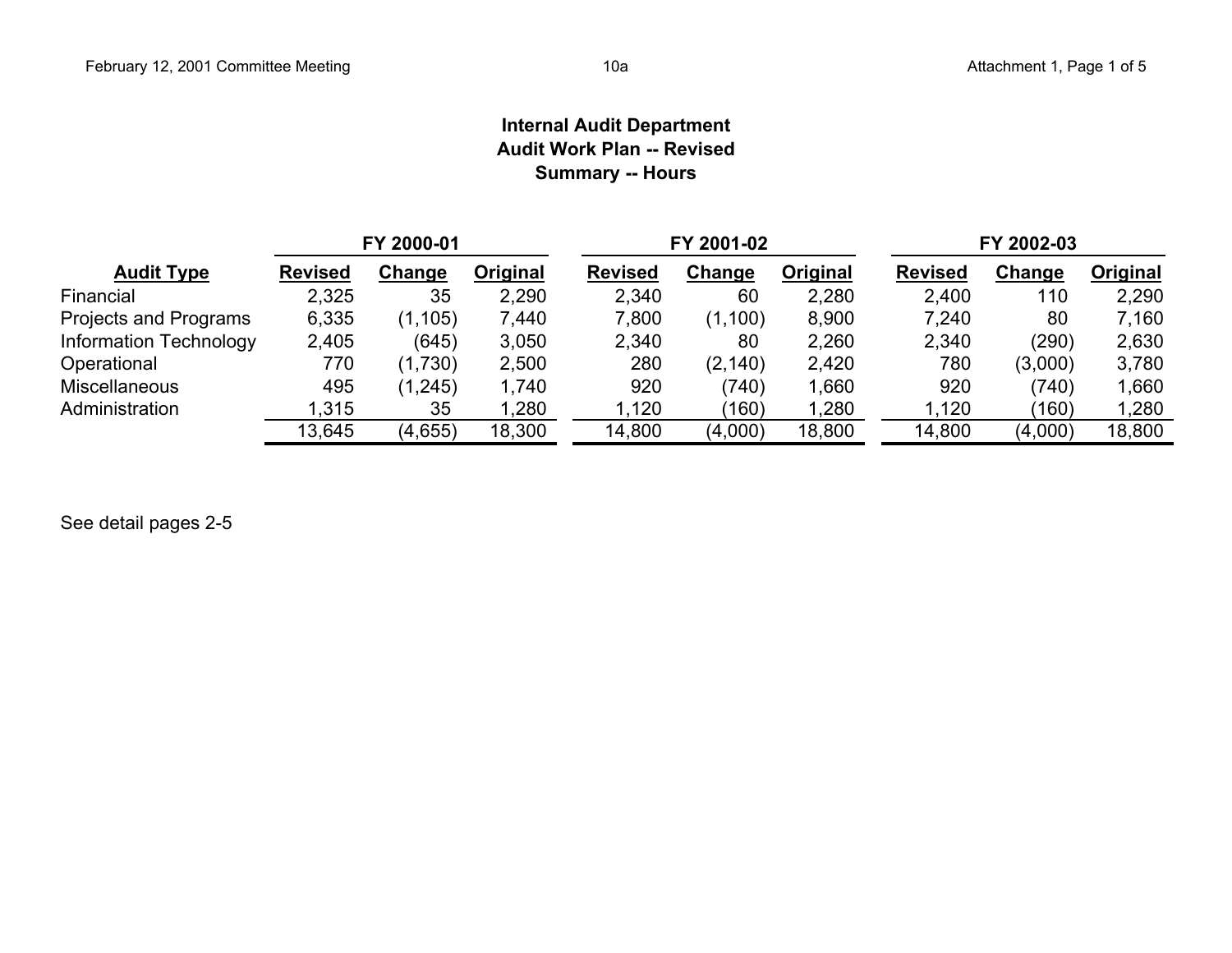# Internal Audit Department
## Audit Work Plan -- Revised
### Summary -- Hours

| Audit Type | FY 2000-01 | | | FY 2001-02 | | | FY 2002-03 | | |
|---|---|---|---|---|---|---|---|---|---|
| | Revised | Change | Original | Revised | Change | Original | Revised | Change | Original |
| Financial | 2,325 | 35 | 2,290 | 2,340 | 60 | 2,280 | 2,400 | 110 | 2,290 |
| Projects and Programs | 6,335 | (1,105) | 7,440 | 7,800 | (1,100) | 8,900 | 7,240 | 80 | 7,160 |
| Information Technology | 2,405 | (645) | 3,050 | 2,340 | 80 | 2,260 | 2,340 | (290) | 2,630 |
| Operational | 770 | (1,730) | 2,500 | 280 | (2,140) | 2,420 | 780 | (3,000) | 3,780 |
| Miscellaneous | 495 | (1,245) | 1,740 | 920 | (740) | 1,660 | 920 | (740) | 1,660 |
| Administration | 1,315 | 35 | 1,280 | 1,120 | (160) | 1,280 | 1,120 | (160) | 1,280 |
| | 13,645 | (4,655) | 18,300 | 14,800 | (4,000) | 18,800 | 14,800 | (4,000) | 18,800 |

See detail pages 2-5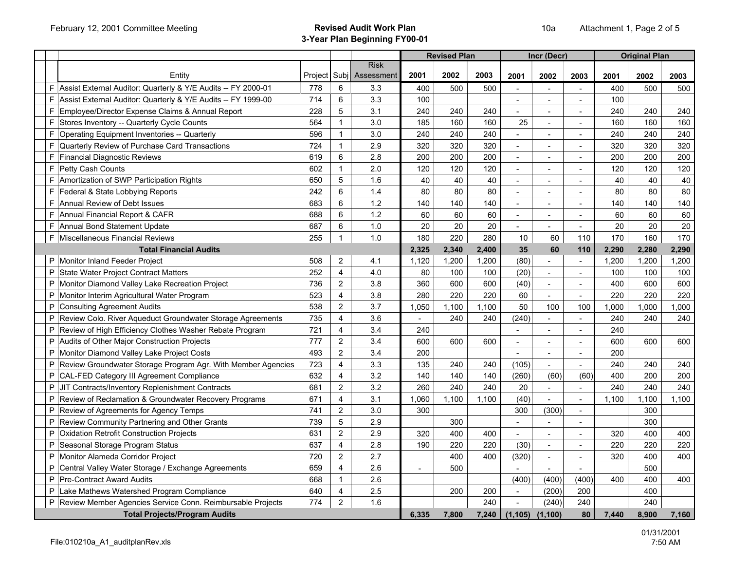February 12, 2001 Committee Meeting

# Revised Audit Work Plan
## 3-Year Plan Beginning FY00-01

10a Attachment 1, Page 2 of 5

| | Entity | Project | Subj | Risk Assessment | Revised Plan 2001 | Revised Plan 2002 | Revised Plan 2003 | Incr (Decr) 2001 | Incr (Decr) 2002 | Incr (Decr) 2003 | Original Plan 2001 | Original Plan 2002 | Original Plan 2003 |
|---|---|---|---|---|---|---|---|---|---|---|---|---|---|
| F | Assist External Auditor: Quarterly & Y/E Audits -- FY 2000-01 | 778 | 6 | 3.3 | 400 | 500 | 500 | - | - | - | 400 | 500 | 500 |
| F | Assist External Auditor: Quarterly & Y/E Audits -- FY 1999-00 | 714 | 6 | 3.3 | 100 | | | - | - | - | 100 | | |
| F | Employee/Director Expense Claims & Annual Report | 228 | 5 | 3.1 | 240 | 240 | 240 | - | - | - | 240 | 240 | 240 |
| F | Stores Inventory -- Quarterly Cycle Counts | 564 | 1 | 3.0 | 185 | 160 | 160 | 25 | - | - | 160 | 160 | 160 |
| F | Operating Equipment Inventories -- Quarterly | 596 | 1 | 3.0 | 240 | 240 | 240 | - | - | - | 240 | 240 | 240 |
| F | Quarterly Review of Purchase Card Transactions | 724 | 1 | 2.9 | 320 | 320 | 320 | - | - | - | 320 | 320 | 320 |
| F | Financial Diagnostic Reviews | 619 | 6 | 2.8 | 200 | 200 | 200 | - | - | - | 200 | 200 | 200 |
| F | Petty Cash Counts | 602 | 1 | 2.0 | 120 | 120 | 120 | - | - | - | 120 | 120 | 120 |
| F | Amortization of SWP Participation Rights | 650 | 5 | 1.6 | 40 | 40 | 40 | - | - | - | 40 | 40 | 40 |
| F | Federal & State Lobbying Reports | 242 | 6 | 1.4 | 80 | 80 | 80 | - | - | - | 80 | 80 | 80 |
| F | Annual Review of Debt Issues | 683 | 6 | 1.2 | 140 | 140 | 140 | - | - | - | 140 | 140 | 140 |
| F | Annual Financial Report & CAFR | 688 | 6 | 1.2 | 60 | 60 | 60 | - | - | - | 60 | 60 | 60 |
| F | Annual Bond Statement Update | 687 | 6 | 1.0 | 20 | 20 | 20 | - | - | - | 20 | 20 | 20 |
| F | Miscellaneous Financial Reviews | 255 | 1 | 1.0 | 180 | 220 | 280 | 10 | 60 | 110 | 170 | 160 | 170 |
| | **Total Financial Audits** | | | | **2,325** | **2,340** | **2,400** | **35** | **60** | **110** | **2,290** | **2,280** | **2,290** |
| P | Monitor Inland Feeder Project | 508 | 2 | 4.1 | 1,120 | 1,200 | 1,200 | (80) | - | - | 1,200 | 1,200 | 1,200 |
| P | State Water Project Contract Matters | 252 | 4 | 4.0 | 80 | 100 | 100 | (20) | - | - | 100 | 100 | 100 |
| P | Monitor Diamond Valley Lake Recreation Project | 736 | 2 | 3.8 | 360 | 600 | 600 | (40) | - | - | 400 | 600 | 600 |
| P | Monitor Interim Agricultural Water Program | 523 | 4 | 3.8 | 280 | 220 | 220 | 60 | - | - | 220 | 220 | 220 |
| P | Consulting Agreement Audits | 538 | 2 | 3.7 | 1,050 | 1,100 | 1,100 | 50 | 100 | 100 | 1,000 | 1,000 | 1,000 |
| P | Review Colo. River Aqueduct Groundwater Storage Agreements | 735 | 4 | 3.6 | - | 240 | 240 | (240) | - | - | 240 | 240 | 240 |
| P | Review of High Efficiency Clothes Washer Rebate Program | 721 | 4 | 3.4 | 240 | | | - | - | - | 240 | | |
| P | Audits of Other Major Construction Projects | 777 | 2 | 3.4 | 600 | 600 | 600 | - | - | - | 600 | 600 | 600 |
| P | Monitor Diamond Valley Lake Project Costs | 493 | 2 | 3.4 | 200 | | | - | - | - | 200 | | |
| P | Review Groundwater Storage Program Agr. With Member Agencies | 723 | 4 | 3.3 | 135 | 240 | 240 | (105) | - | - | 240 | 240 | 240 |
| P | CAL-FED Category III Agreement Compliance | 632 | 4 | 3.2 | 140 | 140 | 140 | (260) | (60) | (60) | 400 | 200 | 200 |
| P | JIT Contracts/Inventory Replenishment Contracts | 681 | 2 | 3.2 | 260 | 240 | 240 | 20 | - | - | 240 | 240 | 240 |
| P | Review of Reclamation & Groundwater Recovery Programs | 671 | 4 | 3.1 | 1,060 | 1,100 | 1,100 | (40) | - | - | 1,100 | 1,100 | 1,100 |
| P | Review of Agreements for Agency Temps | 741 | 2 | 3.0 | 300 | | | 300 | (300) | - | | 300 | |
| P | Review Community Partnering and Other Grants | 739 | 5 | 2.9 | | 300 | | - | - | - | | 300 | |
| P | Oxidation Retrofit Construction Projects | 631 | 2 | 2.9 | 320 | 400 | 400 | - | - | - | 320 | 400 | 400 |
| P | Seasonal Storage Program Status | 637 | 4 | 2.8 | 190 | 220 | 220 | (30) | - | - | 220 | 220 | 220 |
| P | Monitor Alameda Corridor Project | 720 | 2 | 2.7 | | 400 | 400 | (320) | - | - | 320 | 400 | 400 |
| P | Central Valley Water Storage / Exchange Agreements | 659 | 4 | 2.6 | - | 500 | | - | - | - | | 500 | |
| P | Pre-Contract Award Audits | 668 | 1 | 2.6 | | | | (400) | (400) | (400) | 400 | 400 | 400 |
| P | Lake Mathews Watershed Program Compliance | 640 | 4 | 2.5 | | 200 | 200 | - | (200) | 200 | | 400 | |
| P | Review Member Agencies Service Conn. Reimbursable Projects | 774 | 2 | 1.6 | | | 240 | - | (240) | 240 | | 240 | |
| | **Total Projects/Program Audits** | | | | **6,335** | **7,800** | **7,240** | **(1,105)** | **(1,100)** | **80** | **7,440** | **8,900** | **7,160** |

File:010210a_A1_auditplanRev.xls

01/31/2001
7:50 AM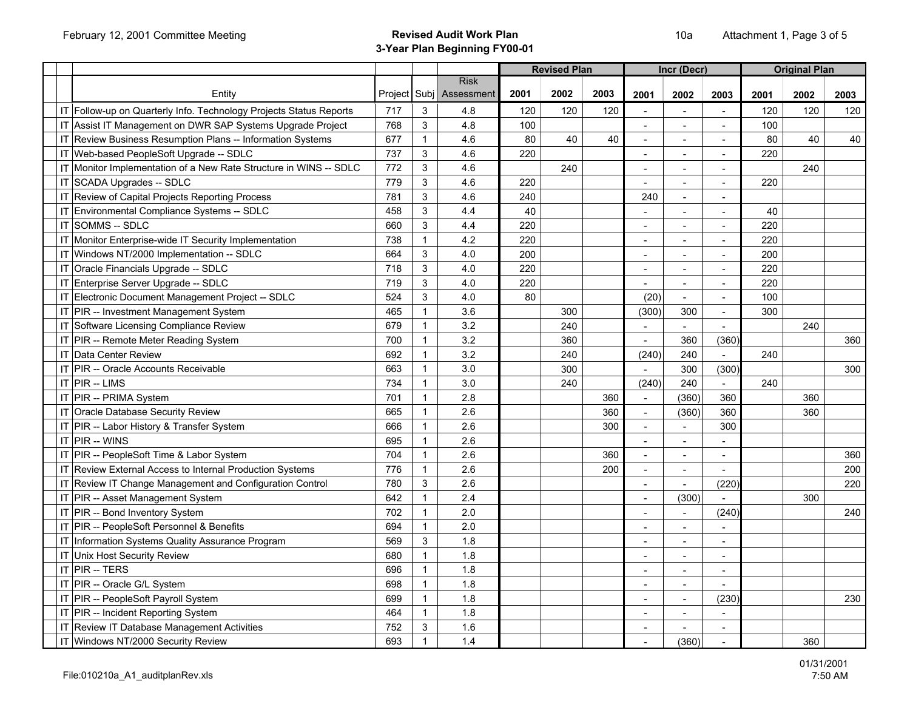# Revised Audit Work Plan
## 3-Year Plan Beginning FY00-01

February 12, 2001 Committee Meeting — 10a — Attachment 1, Page 3 of 5

| | Entity | Project | Subj | Risk Assessment | Revised Plan | | | Incr (Decr) | | | Original Plan | | |
|---|---|---|---|---|---|---|---|---|---|---|---|---|---|
| | | | | | 2001 | 2002 | 2003 | 2001 | 2002 | 2003 | 2001 | 2002 | 2003 |
| IT | Follow-up on Quarterly Info. Technology Projects Status Reports | 717 | 3 | 4.8 | 120 | 120 | 120 | - | - | - | 120 | 120 | 120 |
| IT | Assist IT Management on DWR SAP Systems Upgrade Project | 768 | 3 | 4.8 | 100 | | | - | - | - | 100 | | |
| IT | Review Business Resumption Plans -- Information Systems | 677 | 1 | 4.6 | 80 | 40 | 40 | - | - | - | 80 | 40 | 40 |
| IT | Web-based PeopleSoft Upgrade -- SDLC | 737 | 3 | 4.6 | 220 | | | - | - | - | 220 | | |
| IT | Monitor Implementation of a New Rate Structure in WINS -- SDLC | 772 | 3 | 4.6 | | 240 | | - | - | - | | 240 | |
| IT | SCADA Upgrades -- SDLC | 779 | 3 | 4.6 | 220 | | | - | - | - | 220 | | |
| IT | Review of Capital Projects Reporting Process | 781 | 3 | 4.6 | 240 | | | 240 | - | - | | | |
| IT | Environmental Compliance Systems -- SDLC | 458 | 3 | 4.4 | 40 | | | - | - | - | 40 | | |
| IT | SOMMS -- SDLC | 660 | 3 | 4.4 | 220 | | | - | - | - | 220 | | |
| IT | Monitor Enterprise-wide IT Security Implementation | 738 | 1 | 4.2 | 220 | | | - | - | - | 220 | | |
| IT | Windows NT/2000 Implementation -- SDLC | 664 | 3 | 4.0 | 200 | | | - | - | - | 200 | | |
| IT | Oracle Financials Upgrade -- SDLC | 718 | 3 | 4.0 | 220 | | | - | - | - | 220 | | |
| IT | Enterprise Server Upgrade -- SDLC | 719 | 3 | 4.0 | 220 | | | - | - | - | 220 | | |
| IT | Electronic Document Management Project -- SDLC | 524 | 3 | 4.0 | 80 | | | (20) | - | - | 100 | | |
| IT | PIR -- Investment Management System | 465 | 1 | 3.6 | | 300 | | (300) | 300 | - | 300 | | |
| IT | Software Licensing Compliance Review | 679 | 1 | 3.2 | | 240 | | - | - | - | | 240 | |
| IT | PIR -- Remote Meter Reading System | 700 | 1 | 3.2 | | 360 | | - | 360 | (360) | | | 360 |
| IT | Data Center Review | 692 | 1 | 3.2 | | 240 | | (240) | 240 | - | 240 | | |
| IT | PIR -- Oracle Accounts Receivable | 663 | 1 | 3.0 | | 300 | | - | 300 | (300) | | | 300 |
| IT | PIR -- LIMS | 734 | 1 | 3.0 | | 240 | | (240) | 240 | - | 240 | | |
| IT | PIR -- PRIMA System | 701 | 1 | 2.8 | | | 360 | - | (360) | 360 | | 360 | |
| IT | Oracle Database Security Review | 665 | 1 | 2.6 | | | 360 | - | (360) | 360 | | 360 | |
| IT | PIR -- Labor History & Transfer System | 666 | 1 | 2.6 | | | 300 | - | - | 300 | | | |
| IT | PIR -- WINS | 695 | 1 | 2.6 | | | | - | - | - | | | |
| IT | PIR -- PeopleSoft Time & Labor System | 704 | 1 | 2.6 | | | 360 | - | - | - | | | 360 |
| IT | Review External Access to Internal Production Systems | 776 | 1 | 2.6 | | | 200 | - | - | - | | | 200 |
| IT | Review IT Change Management and Configuration Control | 780 | 3 | 2.6 | | | | - | - | (220) | | | 220 |
| IT | PIR -- Asset Management System | 642 | 1 | 2.4 | | | | - | (300) | - | | 300 | |
| IT | PIR -- Bond Inventory System | 702 | 1 | 2.0 | | | | - | - | (240) | | | 240 |
| IT | PIR -- PeopleSoft Personnel & Benefits | 694 | 1 | 2.0 | | | | - | - | - | | | |
| IT | Information Systems Quality Assurance Program | 569 | 3 | 1.8 | | | | - | - | - | | | |
| IT | Unix Host Security Review | 680 | 1 | 1.8 | | | | - | - | - | | | |
| IT | PIR -- TERS | 696 | 1 | 1.8 | | | | - | - | - | | | |
| IT | PIR -- Oracle G/L System | 698 | 1 | 1.8 | | | | - | - | - | | | |
| IT | PIR -- PeopleSoft Payroll System | 699 | 1 | 1.8 | | | | - | - | (230) | | | 230 |
| IT | PIR -- Incident Reporting System | 464 | 1 | 1.8 | | | | - | - | - | | | |
| IT | Review IT Database Management Activities | 752 | 3 | 1.6 | | | | - | - | - | | | |
| IT | Windows NT/2000 Security Review | 693 | 1 | 1.4 | | | | - | (360) | - | | 360 | |

File:010210a_A1_auditplanRev.xls — 01/31/2001 7:50 AM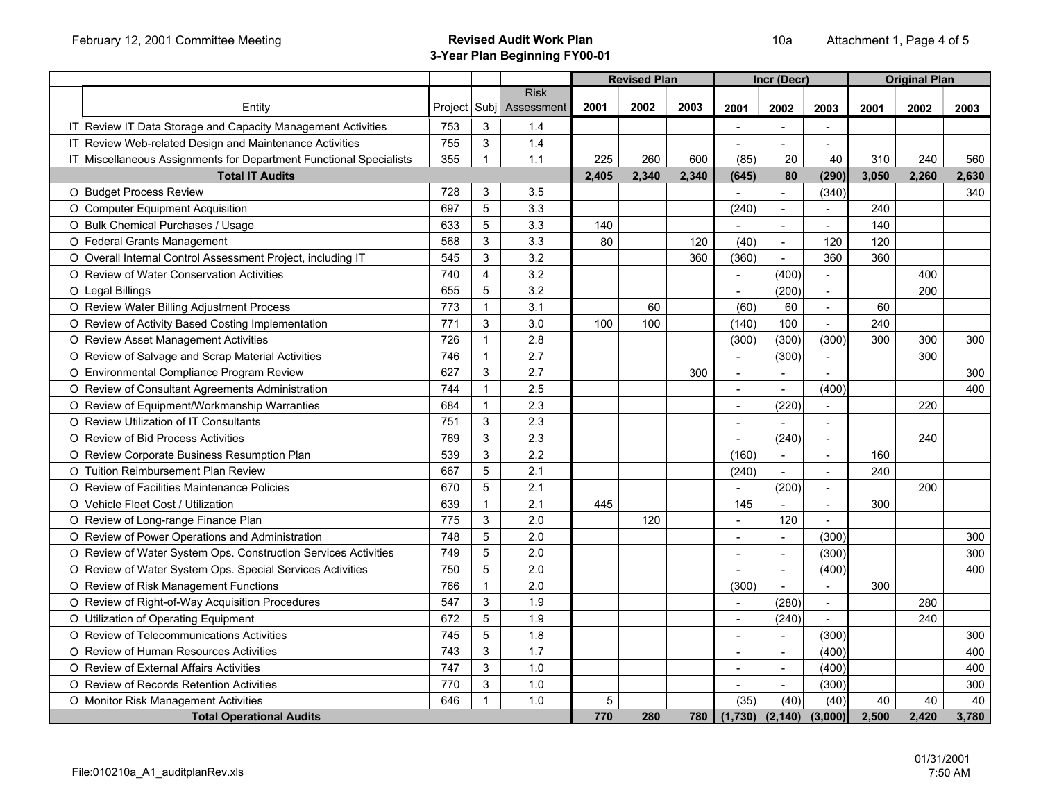February 12, 2001 Committee Meeting

**Revised Audit Work Plan**
**3-Year Plan Beginning FY00-01**

10a Attachment 1, Page 4 of 5

| | Entity | Project | Subj | Risk Assessment | Revised Plan 2001 | Revised Plan 2002 | Revised Plan 2003 | Incr (Decr) 2001 | Incr (Decr) 2002 | Incr (Decr) 2003 | Original Plan 2001 | Original Plan 2002 | Original Plan 2003 |
|---|---|---|---|---|---|---|---|---|---|---|---|---|---|
| IT | Review IT Data Storage and Capacity Management Activities | 753 | 3 | 1.4 | | | | - | - | - | | | |
| IT | Review Web-related Design and Maintenance Activities | 755 | 3 | 1.4 | | | | - | - | - | | | |
| IT | Miscellaneous Assignments for Department Functional Specialists | 355 | 1 | 1.1 | 225 | 260 | 600 | (85) | 20 | 40 | 310 | 240 | 560 |
| | **Total IT Audits** | | | | **2,405** | **2,340** | **2,340** | **(645)** | **80** | **(290)** | **3,050** | **2,260** | **2,630** |
| O | Budget Process Review | 728 | 3 | 3.5 | | | | - | - | (340) | | | 340 |
| O | Computer Equipment Acquisition | 697 | 5 | 3.3 | | | | (240) | - | - | 240 | | |
| O | Bulk Chemical Purchases / Usage | 633 | 5 | 3.3 | 140 | | | - | - | - | 140 | | |
| O | Federal Grants Management | 568 | 3 | 3.3 | 80 | | 120 | (40) | - | 120 | 120 | | |
| O | Overall Internal Control Assessment Project, including IT | 545 | 3 | 3.2 | | | 360 | (360) | - | 360 | 360 | | |
| O | Review of Water Conservation Activities | 740 | 4 | 3.2 | | | | - | (400) | - | | 400 | |
| O | Legal Billings | 655 | 5 | 3.2 | | | | - | (200) | - | | 200 | |
| O | Review Water Billing Adjustment Process | 773 | 1 | 3.1 | | 60 | | (60) | 60 | - | 60 | | |
| O | Review of Activity Based Costing Implementation | 771 | 3 | 3.0 | 100 | 100 | | (140) | 100 | - | 240 | | |
| O | Review Asset Management Activities | 726 | 1 | 2.8 | | | | (300) | (300) | (300) | 300 | 300 | 300 |
| O | Review of Salvage and Scrap Material Activities | 746 | 1 | 2.7 | | | | - | (300) | - | | 300 | |
| O | Environmental Compliance Program Review | 627 | 3 | 2.7 | | | 300 | - | - | - | | | 300 |
| O | Review of Consultant Agreements Administration | 744 | 1 | 2.5 | | | | - | - | (400) | | | 400 |
| O | Review of Equipment/Workmanship Warranties | 684 | 1 | 2.3 | | | | - | (220) | - | | 220 | |
| O | Review Utilization of IT Consultants | 751 | 3 | 2.3 | | | | - | - | - | | | |
| O | Review of Bid Process Activities | 769 | 3 | 2.3 | | | | - | (240) | - | | 240 | |
| O | Review Corporate Business Resumption Plan | 539 | 3 | 2.2 | | | | (160) | - | - | 160 | | |
| O | Tuition Reimbursement Plan Review | 667 | 5 | 2.1 | | | | (240) | - | - | 240 | | |
| O | Review of Facilities Maintenance Policies | 670 | 5 | 2.1 | | | | - | (200) | - | | 200 | |
| O | Vehicle Fleet Cost / Utilization | 639 | 1 | 2.1 | 445 | | | 145 | - | - | 300 | | |
| O | Review of Long-range Finance Plan | 775 | 3 | 2.0 | | 120 | | - | 120 | - | | | |
| O | Review of Power Operations and Administration | 748 | 5 | 2.0 | | | | - | - | (300) | | | 300 |
| O | Review of Water System Ops. Construction Services Activities | 749 | 5 | 2.0 | | | | - | - | (300) | | | 300 |
| O | Review of Water System Ops. Special Services Activities | 750 | 5 | 2.0 | | | | - | - | (400) | | | 400 |
| O | Review of Risk Management Functions | 766 | 1 | 2.0 | | | | (300) | - | - | 300 | | |
| O | Review of Right-of-Way Acquisition Procedures | 547 | 3 | 1.9 | | | | - | (280) | - | | 280 | |
| O | Utilization of Operating Equipment | 672 | 5 | 1.9 | | | | - | (240) | - | | 240 | |
| O | Review of Telecommunications Activities | 745 | 5 | 1.8 | | | | - | - | (300) | | | 300 |
| O | Review of Human Resources Activities | 743 | 3 | 1.7 | | | | - | - | (400) | | | 400 |
| O | Review of External Affairs Activities | 747 | 3 | 1.0 | | | | - | - | (400) | | | 400 |
| O | Review of Records Retention Activities | 770 | 3 | 1.0 | | | | - | - | (300) | | | 300 |
| O | Monitor Risk Management Activities | 646 | 1 | 1.0 | 5 | | | (35) | (40) | (40) | 40 | 40 | 40 |
| | **Total Operational Audits** | | | | **770** | **280** | **780** | **(1,730)** | **(2,140)** | **(3,000)** | **2,500** | **2,420** | **3,780** |

File:010210a_A1_auditplanRev.xls

01/31/2001
7:50 AM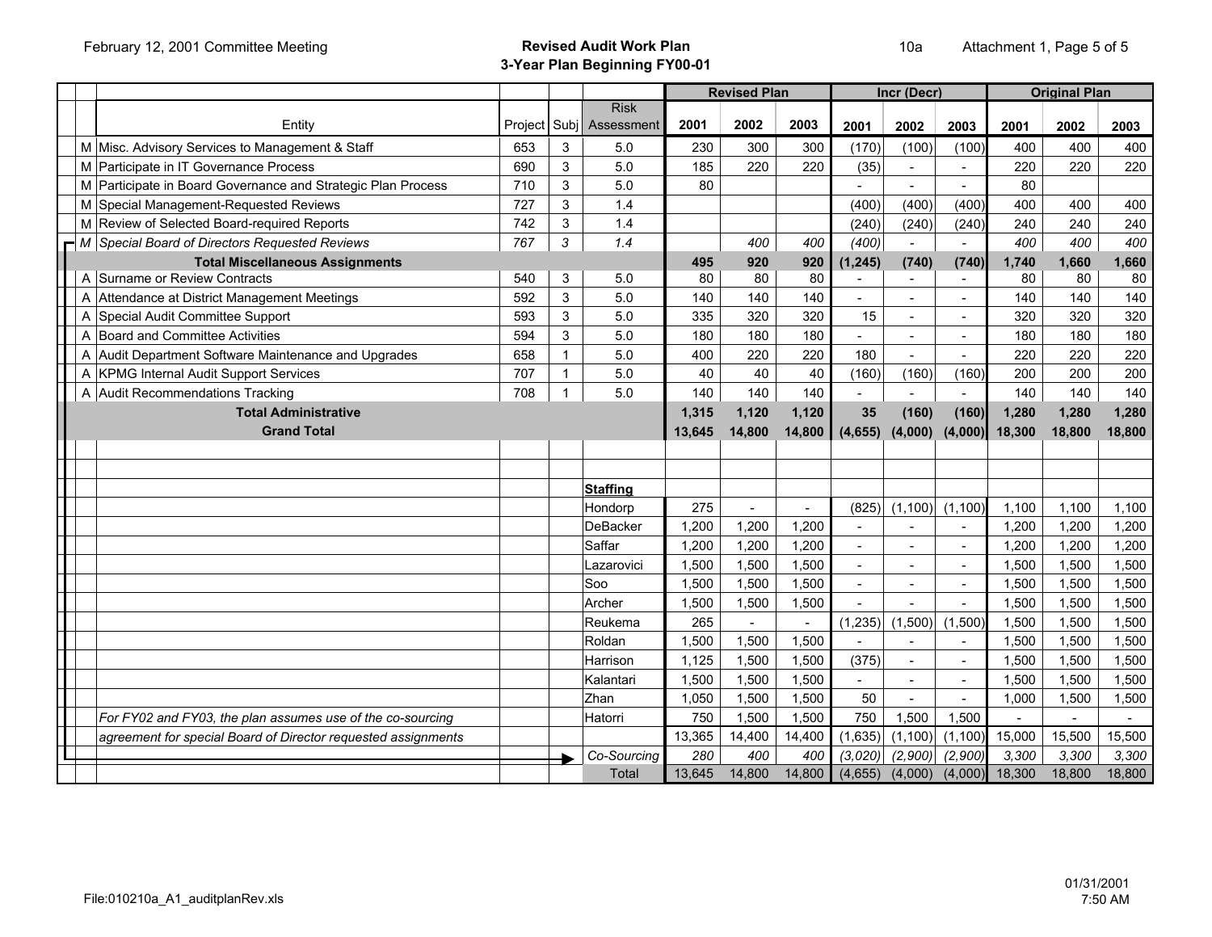February 12, 2001 Committee Meeting

## Revised Audit Work Plan
### 3-Year Plan Beginning FY00-01

10a Attachment 1, Page 5 of 5

| | Entity | Project | Subj | Risk Assessment | Revised Plan 2001 | Revised Plan 2002 | Revised Plan 2003 | Incr (Decr) 2001 | Incr (Decr) 2002 | Incr (Decr) 2003 | Original Plan 2001 | Original Plan 2002 | Original Plan 2003 |
|---|---|---|---|---|---|---|---|---|---|---|---|---|---|
| M | Misc. Advisory Services to Management & Staff | 653 | 3 | 5.0 | 230 | 300 | 300 | (170) | (100) | (100) | 400 | 400 | 400 |
| M | Participate in IT Governance Process | 690 | 3 | 5.0 | 185 | 220 | 220 | (35) | - | - | 220 | 220 | 220 |
| M | Participate in Board Governance and Strategic Plan Process | 710 | 3 | 5.0 | 80 | | | - | - | - | 80 | | |
| M | Special Management-Requested Reviews | 727 | 3 | 1.4 | | | | (400) | (400) | (400) | 400 | 400 | 400 |
| M | Review of Selected Board-required Reports | 742 | 3 | 1.4 | | | | (240) | (240) | (240) | 240 | 240 | 240 |
| *M* | *Special Board of Directors Requested Reviews* | *767* | *3* | *1.4* | | *400* | *400* | *(400)* | *-* | *-* | *400* | *400* | *400* |
| | **Total Miscellaneous Assignments** | | | | **495** | **920** | **920** | **(1,245)** | **(740)** | **(740)** | **1,740** | **1,660** | **1,660** |
| A | Surname or Review Contracts | 540 | 3 | 5.0 | 80 | 80 | 80 | - | - | - | 80 | 80 | 80 |
| A | Attendance at District Management Meetings | 592 | 3 | 5.0 | 140 | 140 | 140 | - | - | - | 140 | 140 | 140 |
| A | Special Audit Committee Support | 593 | 3 | 5.0 | 335 | 320 | 320 | 15 | - | - | 320 | 320 | 320 |
| A | Board and Committee Activities | 594 | 3 | 5.0 | 180 | 180 | 180 | - | - | - | 180 | 180 | 180 |
| A | Audit Department Software Maintenance and Upgrades | 658 | 1 | 5.0 | 400 | 220 | 220 | 180 | - | - | 220 | 220 | 220 |
| A | KPMG Internal Audit Support Services | 707 | 1 | 5.0 | 40 | 40 | 40 | (160) | (160) | (160) | 200 | 200 | 200 |
| A | Audit Recommendations Tracking | 708 | 1 | 5.0 | 140 | 140 | 140 | - | - | - | 140 | 140 | 140 |
| | **Total Administrative** | | | | **1,315** | **1,120** | **1,120** | **35** | **(160)** | **(160)** | **1,280** | **1,280** | **1,280** |
| | **Grand Total** | | | | **13,645** | **14,800** | **14,800** | **(4,655)** | **(4,000)** | **(4,000)** | **18,300** | **18,800** | **18,800** |
| | | | | | | | | | | | | | |
| | | | | **Staffing** | | | | | | | | | |
| | | | | Hondorp | 275 | - | - | (825) | (1,100) | (1,100) | 1,100 | 1,100 | 1,100 |
| | | | | DeBacker | 1,200 | 1,200 | 1,200 | - | - | - | 1,200 | 1,200 | 1,200 |
| | | | | Saffar | 1,200 | 1,200 | 1,200 | - | - | - | 1,200 | 1,200 | 1,200 |
| | | | | Lazarovici | 1,500 | 1,500 | 1,500 | - | - | - | 1,500 | 1,500 | 1,500 |
| | | | | Soo | 1,500 | 1,500 | 1,500 | - | - | - | 1,500 | 1,500 | 1,500 |
| | | | | Archer | 1,500 | 1,500 | 1,500 | - | - | - | 1,500 | 1,500 | 1,500 |
| | | | | Reukema | 265 | - | - | (1,235) | (1,500) | (1,500) | 1,500 | 1,500 | 1,500 |
| | | | | Roldan | 1,500 | 1,500 | 1,500 | - | - | - | 1,500 | 1,500 | 1,500 |
| | | | | Harrison | 1,125 | 1,500 | 1,500 | (375) | - | - | 1,500 | 1,500 | 1,500 |
| | | | | Kalantari | 1,500 | 1,500 | 1,500 | - | - | - | 1,500 | 1,500 | 1,500 |
| | | | | Zhan | 1,050 | 1,500 | 1,500 | 50 | - | - | 1,000 | 1,500 | 1,500 |
| | *For FY02 and FY03, the plan assumes use of the co-sourcing* | | | Hatorri | 750 | 1,500 | 1,500 | 750 | 1,500 | 1,500 | - | - | - |
| | *agreement for special Board of Director requested assignments* | | | | 13,365 | 14,400 | 14,400 | (1,635) | (1,100) | (1,100) | 15,000 | 15,500 | 15,500 |
| | | | | *Co-Sourcing* | *280* | *400* | *400* | *(3,020)* | *(2,900)* | *(2,900)* | *3,300* | *3,300* | *3,300* |
| | | | | Total | 13,645 | 14,800 | 14,800 | (4,655) | (4,000) | (4,000) | 18,300 | 18,800 | 18,800 |

File:010210a_A1_auditplanRev.xls

01/31/2001 7:50 AM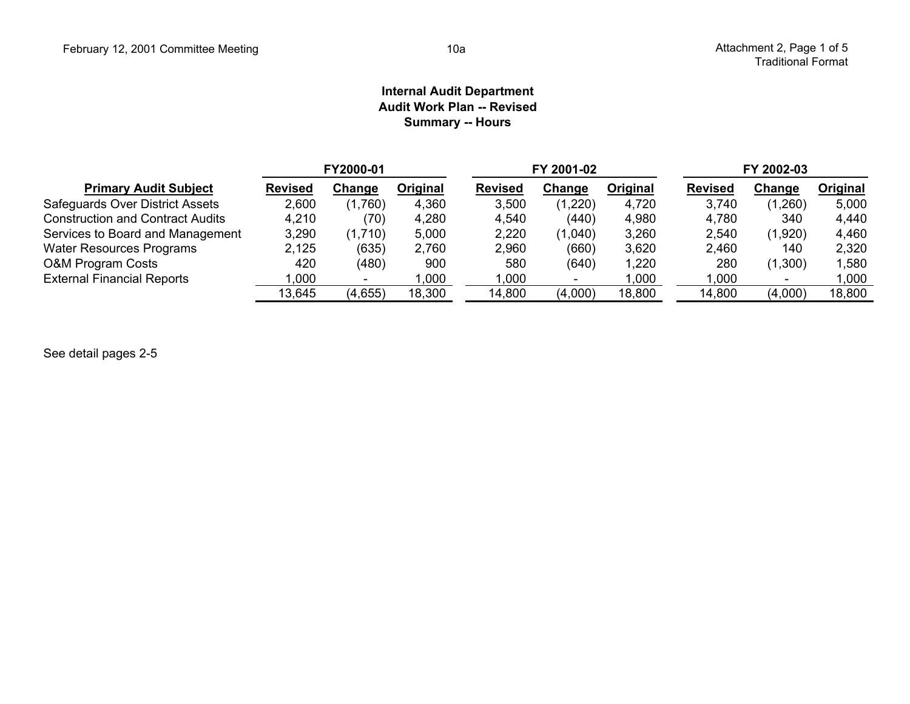### Internal Audit Department
### Audit Work Plan -- Revised
### Summary -- Hours

| Primary Audit Subject | FY2000-01 | | | FY 2001-02 | | | FY 2002-03 | | |
|---|---|---|---|---|---|---|---|---|---|
| | Revised | Change | Original | Revised | Change | Original | Revised | Change | Original |
| Safeguards Over District Assets | 2,600 | (1,760) | 4,360 | 3,500 | (1,220) | 4,720 | 3,740 | (1,260) | 5,000 |
| Construction and Contract Audits | 4,210 | (70) | 4,280 | 4,540 | (440) | 4,980 | 4,780 | 340 | 4,440 |
| Services to Board and Management | 3,290 | (1,710) | 5,000 | 2,220 | (1,040) | 3,260 | 2,540 | (1,920) | 4,460 |
| Water Resources Programs | 2,125 | (635) | 2,760 | 2,960 | (660) | 3,620 | 2,460 | 140 | 2,320 |
| O&M Program Costs | 420 | (480) | 900 | 580 | (640) | 1,220 | 280 | (1,300) | 1,580 |
| External Financial Reports | 1,000 | - | 1,000 | 1,000 | - | 1,000 | 1,000 | - | 1,000 |
| | 13,645 | (4,655) | 18,300 | 14,800 | (4,000) | 18,800 | 14,800 | (4,000) | 18,800 |

See detail pages 2-5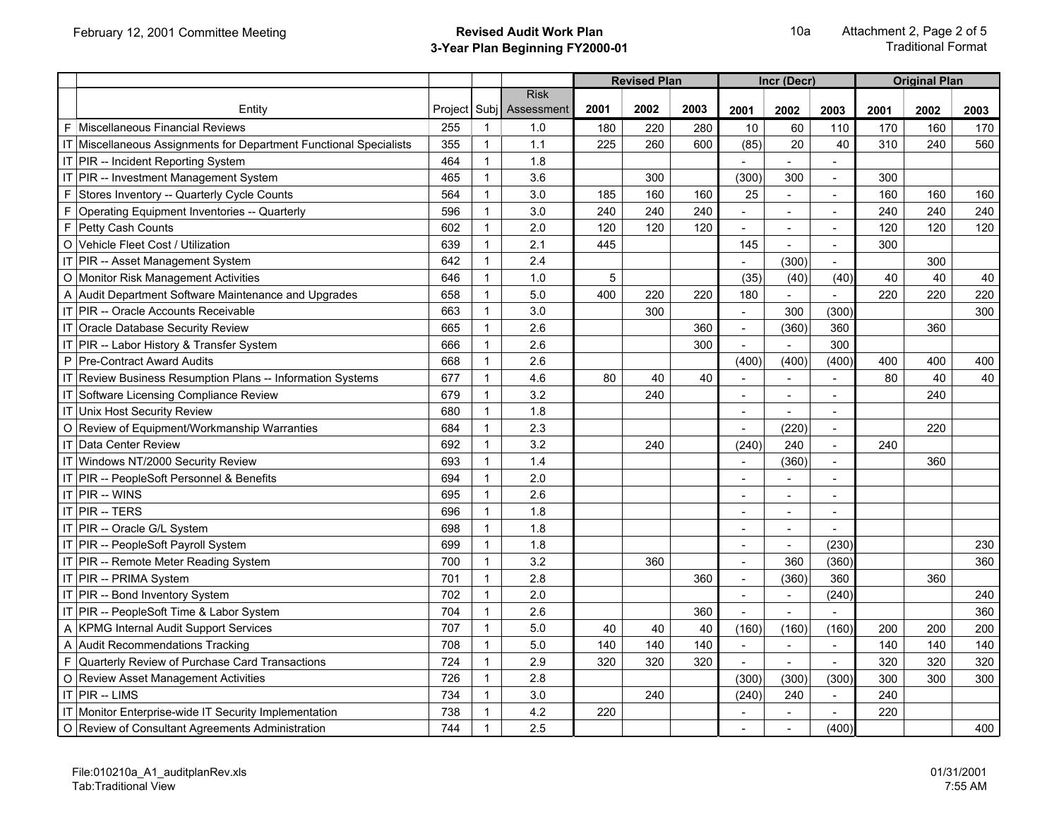**Revised Audit Work Plan**
**3-Year Plan Beginning FY2000-01**

Attachment 2, Page 2 of 5
Traditional Format

| | | | | | Revised Plan | | | Incr (Decr) | | | Original Plan | | |
|---|---|---|---|---|---|---|---|---|---|---|---|---|---|
| | Entity | Project | Subj | Risk Assessment | 2001 | 2002 | 2003 | 2001 | 2002 | 2003 | 2001 | 2002 | 2003 |
| F | Miscellaneous Financial Reviews | 255 | 1 | 1.0 | 180 | 220 | 280 | 10 | 60 | 110 | 170 | 160 | 170 |
| IT | Miscellaneous Assignments for Department Functional Specialists | 355 | 1 | 1.1 | 225 | 260 | 600 | (85) | 20 | 40 | 310 | 240 | 560 |
| IT | PIR -- Incident Reporting System | 464 | 1 | 1.8 | | | | - | - | - | | | |
| IT | PIR -- Investment Management System | 465 | 1 | 3.6 | | 300 | | (300) | 300 | - | 300 | | |
| F | Stores Inventory -- Quarterly Cycle Counts | 564 | 1 | 3.0 | 185 | 160 | 160 | 25 | - | - | 160 | 160 | 160 |
| F | Operating Equipment Inventories -- Quarterly | 596 | 1 | 3.0 | 240 | 240 | 240 | - | - | - | 240 | 240 | 240 |
| F | Petty Cash Counts | 602 | 1 | 2.0 | 120 | 120 | 120 | - | - | - | 120 | 120 | 120 |
| O | Vehicle Fleet Cost / Utilization | 639 | 1 | 2.1 | 445 | | | 145 | - | - | 300 | | |
| IT | PIR -- Asset Management System | 642 | 1 | 2.4 | | | | - | (300) | - | | 300 | |
| O | Monitor Risk Management Activities | 646 | 1 | 1.0 | 5 | | | (35) | (40) | (40) | 40 | 40 | 40 |
| A | Audit Department Software Maintenance and Upgrades | 658 | 1 | 5.0 | 400 | 220 | 220 | 180 | - | - | 220 | 220 | 220 |
| IT | PIR -- Oracle Accounts Receivable | 663 | 1 | 3.0 | | 300 | | - | 300 | (300) | | | 300 |
| IT | Oracle Database Security Review | 665 | 1 | 2.6 | | | 360 | - | (360) | 360 | | 360 | |
| IT | PIR -- Labor History & Transfer System | 666 | 1 | 2.6 | | | 300 | - | - | 300 | | | |
| P | Pre-Contract Award Audits | 668 | 1 | 2.6 | | | | (400) | (400) | (400) | 400 | 400 | 400 |
| IT | Review Business Resumption Plans -- Information Systems | 677 | 1 | 4.6 | 80 | 40 | 40 | - | - | - | 80 | 40 | 40 |
| IT | Software Licensing Compliance Review | 679 | 1 | 3.2 | | 240 | | - | - | - | | 240 | |
| IT | Unix Host Security Review | 680 | 1 | 1.8 | | | | - | - | - | | | |
| O | Review of Equipment/Workmanship Warranties | 684 | 1 | 2.3 | | | | - | (220) | - | | 220 | |
| IT | Data Center Review | 692 | 1 | 3.2 | | 240 | | (240) | 240 | - | 240 | | |
| IT | Windows NT/2000 Security Review | 693 | 1 | 1.4 | | | | - | (360) | - | | 360 | |
| IT | PIR -- PeopleSoft Personnel & Benefits | 694 | 1 | 2.0 | | | | - | - | - | | | |
| IT | PIR -- WINS | 695 | 1 | 2.6 | | | | - | - | - | | | |
| IT | PIR -- TERS | 696 | 1 | 1.8 | | | | - | - | - | | | |
| IT | PIR -- Oracle G/L System | 698 | 1 | 1.8 | | | | - | - | - | | | |
| IT | PIR -- PeopleSoft Payroll System | 699 | 1 | 1.8 | | | | - | - | (230) | | | 230 |
| IT | PIR -- Remote Meter Reading System | 700 | 1 | 3.2 | | 360 | | - | 360 | (360) | | | 360 |
| IT | PIR -- PRIMA System | 701 | 1 | 2.8 | | | 360 | - | (360) | 360 | | 360 | |
| IT | PIR -- Bond Inventory System | 702 | 1 | 2.0 | | | | - | - | (240) | | | 240 |
| IT | PIR -- PeopleSoft Time & Labor System | 704 | 1 | 2.6 | | | 360 | - | - | - | | | 360 |
| A | KPMG Internal Audit Support Services | 707 | 1 | 5.0 | 40 | 40 | 40 | (160) | (160) | (160) | 200 | 200 | 200 |
| A | Audit Recommendations Tracking | 708 | 1 | 5.0 | 140 | 140 | 140 | - | - | - | 140 | 140 | 140 |
| F | Quarterly Review of Purchase Card Transactions | 724 | 1 | 2.9 | 320 | 320 | 320 | - | - | - | 320 | 320 | 320 |
| O | Review Asset Management Activities | 726 | 1 | 2.8 | | | | (300) | (300) | (300) | 300 | 300 | 300 |
| IT | PIR -- LIMS | 734 | 1 | 3.0 | | 240 | | (240) | 240 | - | 240 | | |
| IT | Monitor Enterprise-wide IT Security Implementation | 738 | 1 | 4.2 | 220 | | | - | - | - | 220 | | |
| O | Review of Consultant Agreements Administration | 744 | 1 | 2.5 | | | | - | - | (400) | | | 400 |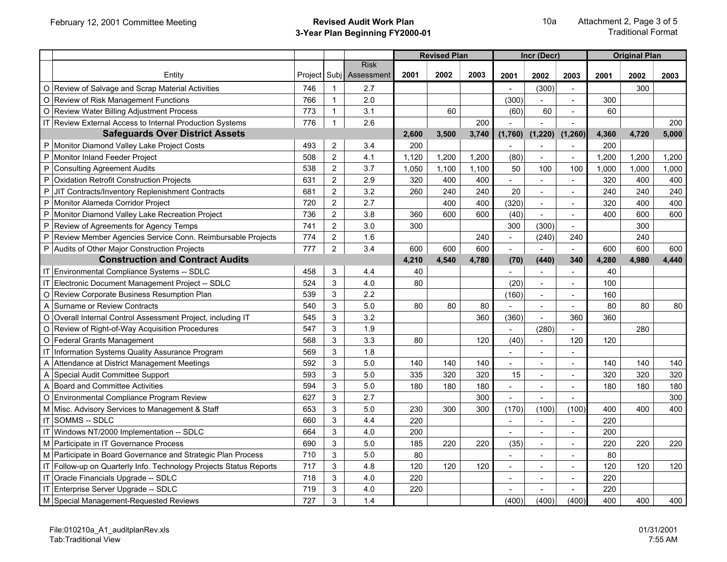February 12, 2001 Committee Meeting

**Revised Audit Work Plan**
**3-Year Plan Beginning FY2000-01**

10a Attachment 2, Page 3 of 5
Traditional Format

| | Entity | Project | Subj | Risk Assessment | Revised Plan 2001 | Revised Plan 2002 | Revised Plan 2003 | Incr (Decr) 2001 | Incr (Decr) 2002 | Incr (Decr) 2003 | Original Plan 2001 | Original Plan 2002 | Original Plan 2003 |
|---|---|---|---|---|---|---|---|---|---|---|---|---|---|
| O | Review of Salvage and Scrap Material Activities | 746 | 1 | 2.7 | | | | - | (300) | - | | 300 | |
| O | Review of Risk Management Functions | 766 | 1 | 2.0 | | | | (300) | - | - | 300 | | |
| O | Review Water Billing Adjustment Process | 773 | 1 | 3.1 | | 60 | | (60) | 60 | - | 60 | | |
| IT | Review External Access to Internal Production Systems | 776 | 1 | 2.6 | | | 200 | - | - | - | | | 200 |
| | **Safeguards Over District Assets** | | | | **2,600** | **3,500** | **3,740** | **(1,760)** | **(1,220)** | **(1,260)** | **4,360** | **4,720** | **5,000** |
| P | Monitor Diamond Valley Lake Project Costs | 493 | 2 | 3.4 | 200 | | | - | - | - | 200 | | |
| P | Monitor Inland Feeder Project | 508 | 2 | 4.1 | 1,120 | 1,200 | 1,200 | (80) | - | - | 1,200 | 1,200 | 1,200 |
| P | Consulting Agreement Audits | 538 | 2 | 3.7 | 1,050 | 1,100 | 1,100 | 50 | 100 | 100 | 1,000 | 1,000 | 1,000 |
| P | Oxidation Retrofit Construction Projects | 631 | 2 | 2.9 | 320 | 400 | 400 | - | - | - | 320 | 400 | 400 |
| P | JIT Contracts/Inventory Replenishment Contracts | 681 | 2 | 3.2 | 260 | 240 | 240 | 20 | - | - | 240 | 240 | 240 |
| P | Monitor Alameda Corridor Project | 720 | 2 | 2.7 | | 400 | 400 | (320) | - | - | 320 | 400 | 400 |
| P | Monitor Diamond Valley Lake Recreation Project | 736 | 2 | 3.8 | 360 | 600 | 600 | (40) | - | - | 400 | 600 | 600 |
| P | Review of Agreements for Agency Temps | 741 | 2 | 3.0 | 300 | | | 300 | (300) | - | | 300 | |
| P | Review Member Agencies Service Conn. Reimbursable Projects | 774 | 2 | 1.6 | | | 240 | - | (240) | 240 | | 240 | |
| P | Audits of Other Major Construction Projects | 777 | 2 | 3.4 | 600 | 600 | 600 | - | - | - | 600 | 600 | 600 |
| | **Construction and Contract Audits** | | | | **4,210** | **4,540** | **4,780** | **(70)** | **(440)** | **340** | **4,280** | **4,980** | **4,440** |
| IT | Environmental Compliance Systems -- SDLC | 458 | 3 | 4.4 | 40 | | | - | - | - | 40 | | |
| IT | Electronic Document Management Project -- SDLC | 524 | 3 | 4.0 | 80 | | | (20) | - | - | 100 | | |
| O | Review Corporate Business Resumption Plan | 539 | 3 | 2.2 | | | | (160) | - | - | 160 | | |
| A | Surname or Review Contracts | 540 | 3 | 5.0 | 80 | 80 | 80 | - | - | - | 80 | 80 | 80 |
| O | Overall Internal Control Assessment Project, including IT | 545 | 3 | 3.2 | | | 360 | (360) | - | 360 | 360 | | |
| O | Review of Right-of-Way Acquisition Procedures | 547 | 3 | 1.9 | | | | - | (280) | - | | 280 | |
| O | Federal Grants Management | 568 | 3 | 3.3 | 80 | | 120 | (40) | - | 120 | 120 | | |
| IT | Information Systems Quality Assurance Program | 569 | 3 | 1.8 | | | | - | - | - | | | |
| A | Attendance at District Management Meetings | 592 | 3 | 5.0 | 140 | 140 | 140 | - | - | - | 140 | 140 | 140 |
| A | Special Audit Committee Support | 593 | 3 | 5.0 | 335 | 320 | 320 | 15 | - | - | 320 | 320 | 320 |
| A | Board and Committee Activities | 594 | 3 | 5.0 | 180 | 180 | 180 | - | - | - | 180 | 180 | 180 |
| O | Environmental Compliance Program Review | 627 | 3 | 2.7 | | | 300 | - | - | - | | | 300 |
| M | Misc. Advisory Services to Management & Staff | 653 | 3 | 5.0 | 230 | 300 | 300 | (170) | (100) | (100) | 400 | 400 | 400 |
| IT | SOMMS -- SDLC | 660 | 3 | 4.4 | 220 | | | - | - | - | 220 | | |
| IT | Windows NT/2000 Implementation -- SDLC | 664 | 3 | 4.0 | 200 | | | - | - | - | 200 | | |
| M | Participate in IT Governance Process | 690 | 3 | 5.0 | 185 | 220 | 220 | (35) | - | - | 220 | 220 | 220 |
| M | Participate in Board Governance and Strategic Plan Process | 710 | 3 | 5.0 | 80 | | | - | - | - | 80 | | |
| IT | Follow-up on Quarterly Info. Technology Projects Status Reports | 717 | 3 | 4.8 | 120 | 120 | 120 | - | - | - | 120 | 120 | 120 |
| IT | Oracle Financials Upgrade -- SDLC | 718 | 3 | 4.0 | 220 | | | - | - | - | 220 | | |
| IT | Enterprise Server Upgrade -- SDLC | 719 | 3 | 4.0 | 220 | | | - | - | - | 220 | | |
| M | Special Management-Requested Reviews | 727 | 3 | 1.4 | | | | (400) | (400) | (400) | 400 | 400 | 400 |

File:010210a_A1_auditplanRev.xls
Tab:Traditional View

01/31/2001
7:55 AM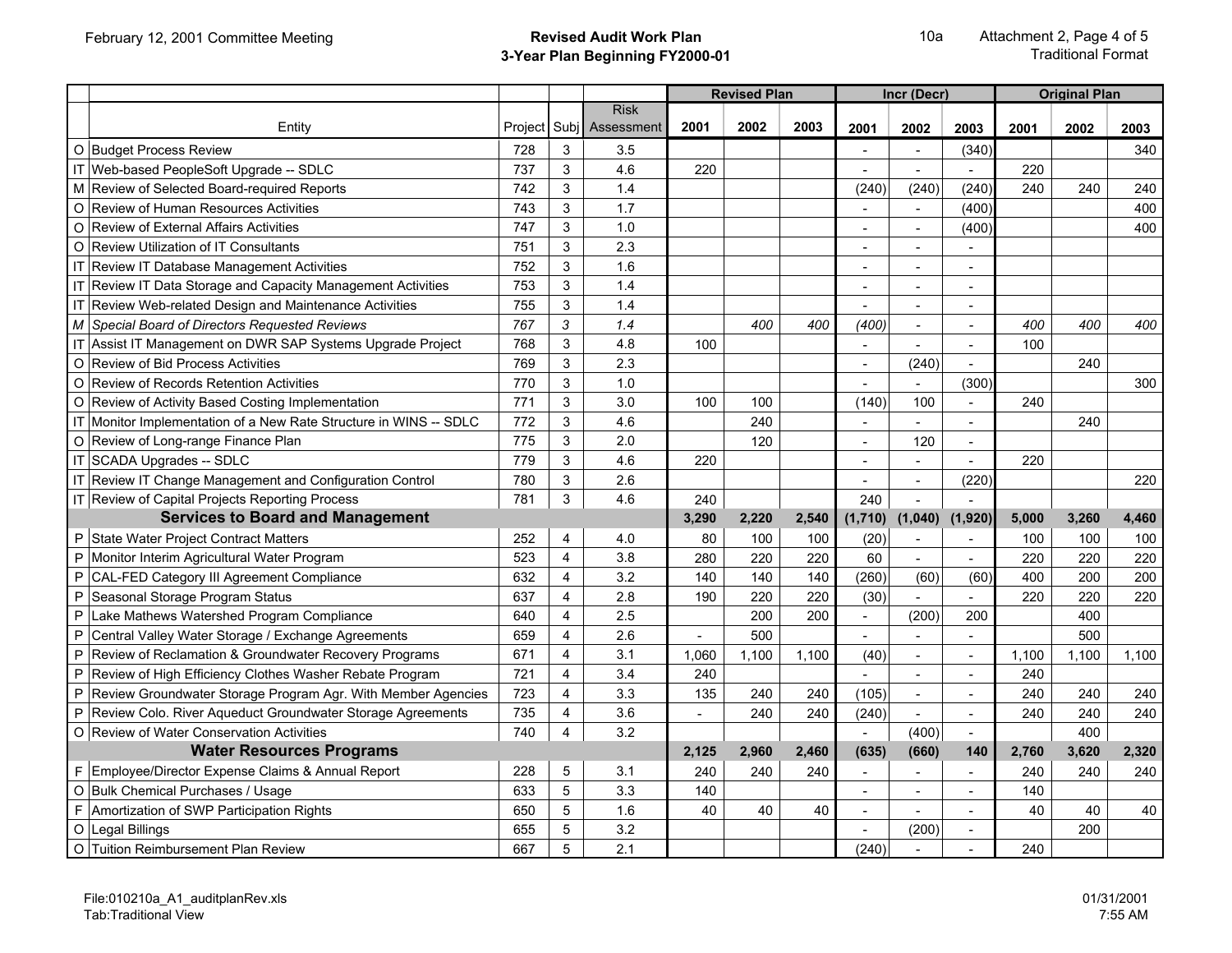Revised Audit Work Plan
3-Year Plan Beginning FY2000-01

10a Attachment 2, Page 4 of 5
Traditional Format

| | Entity | Project | Subj | Risk Assessment | Revised Plan 2001 | Revised Plan 2002 | Revised Plan 2003 | Incr (Decr) 2001 | Incr (Decr) 2002 | Incr (Decr) 2003 | Original Plan 2001 | Original Plan 2002 | Original Plan 2003 |
|---|---|---|---|---|---|---|---|---|---|---|---|---|---|
| O | Budget Process Review | 728 | 3 | 3.5 | | | | - | - | (340) | | | 340 |
| IT | Web-based PeopleSoft Upgrade -- SDLC | 737 | 3 | 4.6 | 220 | | | - | - | - | 220 | | |
| M | Review of Selected Board-required Reports | 742 | 3 | 1.4 | | | | (240) | (240) | (240) | 240 | 240 | 240 |
| O | Review of Human Resources Activities | 743 | 3 | 1.7 | | | | - | - | (400) | | | 400 |
| O | Review of External Affairs Activities | 747 | 3 | 1.0 | | | | - | - | (400) | | | 400 |
| O | Review Utilization of IT Consultants | 751 | 3 | 2.3 | | | | - | - | - | | | |
| IT | Review IT Database Management Activities | 752 | 3 | 1.6 | | | | - | - | - | | | |
| IT | Review IT Data Storage and Capacity Management Activities | 753 | 3 | 1.4 | | | | - | - | - | | | |
| IT | Review Web-related Design and Maintenance Activities | 755 | 3 | 1.4 | | | | - | - | - | | | |
| *M* | *Special Board of Directors Requested Reviews* | *767* | *3* | *1.4* | | *400* | *400* | *(400)* | - | - | *400* | *400* | *400* |
| IT | Assist IT Management on DWR SAP Systems Upgrade Project | 768 | 3 | 4.8 | 100 | | | - | - | - | 100 | | |
| O | Review of Bid Process Activities | 769 | 3 | 2.3 | | | | - | (240) | - | | 240 | |
| O | Review of Records Retention Activities | 770 | 3 | 1.0 | | | | - | - | (300) | | | 300 |
| O | Review of Activity Based Costing Implementation | 771 | 3 | 3.0 | 100 | 100 | | (140) | 100 | - | 240 | | |
| IT | Monitor Implementation of a New Rate Structure in WINS -- SDLC | 772 | 3 | 4.6 | | 240 | | - | - | - | | 240 | |
| O | Review of Long-range Finance Plan | 775 | 3 | 2.0 | | 120 | | - | 120 | - | | | |
| IT | SCADA Upgrades -- SDLC | 779 | 3 | 4.6 | 220 | | | - | - | - | 220 | | |
| IT | Review IT Change Management and Configuration Control | 780 | 3 | 2.6 | | | | - | - | (220) | | | 220 |
| IT | Review of Capital Projects Reporting Process | 781 | 3 | 4.6 | 240 | | | 240 | - | - | | | |
| | **Services to Board and Management** | | | | **3,290** | **2,220** | **2,540** | **(1,710)** | **(1,040)** | **(1,920)** | **5,000** | **3,260** | **4,460** |
| P | State Water Project Contract Matters | 252 | 4 | 4.0 | 80 | 100 | 100 | (20) | - | - | 100 | 100 | 100 |
| P | Monitor Interim Agricultural Water Program | 523 | 4 | 3.8 | 280 | 220 | 220 | 60 | - | - | 220 | 220 | 220 |
| P | CAL-FED Category III Agreement Compliance | 632 | 4 | 3.2 | 140 | 140 | 140 | (260) | (60) | (60) | 400 | 200 | 200 |
| P | Seasonal Storage Program Status | 637 | 4 | 2.8 | 190 | 220 | 220 | (30) | - | - | 220 | 220 | 220 |
| P | Lake Mathews Watershed Program Compliance | 640 | 4 | 2.5 | | 200 | 200 | - | (200) | 200 | | 400 | |
| P | Central Valley Water Storage / Exchange Agreements | 659 | 4 | 2.6 | - | 500 | | - | - | - | | 500 | |
| P | Review of Reclamation & Groundwater Recovery Programs | 671 | 4 | 3.1 | 1,060 | 1,100 | 1,100 | (40) | - | - | 1,100 | 1,100 | 1,100 |
| P | Review of High Efficiency Clothes Washer Rebate Program | 721 | 4 | 3.4 | 240 | | | - | - | - | 240 | | |
| P | Review Groundwater Storage Program Agr. With Member Agencies | 723 | 4 | 3.3 | 135 | 240 | 240 | (105) | - | - | 240 | 240 | 240 |
| P | Review Colo. River Aqueduct Groundwater Storage Agreements | 735 | 4 | 3.6 | - | 240 | 240 | (240) | - | - | 240 | 240 | 240 |
| O | Review of Water Conservation Activities | 740 | 4 | 3.2 | | | | - | (400) | - | | 400 | |
| | **Water Resources Programs** | | | | **2,125** | **2,960** | **2,460** | **(635)** | **(660)** | **140** | **2,760** | **3,620** | **2,320** |
| F | Employee/Director Expense Claims & Annual Report | 228 | 5 | 3.1 | 240 | 240 | 240 | - | - | - | 240 | 240 | 240 |
| O | Bulk Chemical Purchases / Usage | 633 | 5 | 3.3 | 140 | | | - | - | - | 140 | | |
| F | Amortization of SWP Participation Rights | 650 | 5 | 1.6 | 40 | 40 | 40 | - | - | - | 40 | 40 | 40 |
| O | Legal Billings | 655 | 5 | 3.2 | | | | - | (200) | - | | 200 | |
| O | Tuition Reimbursement Plan Review | 667 | 5 | 2.1 | | | | (240) | - | - | 240 | | |

File:010210a_A1_auditplanRev.xls
Tab:Traditional View

01/31/2001
7:55 AM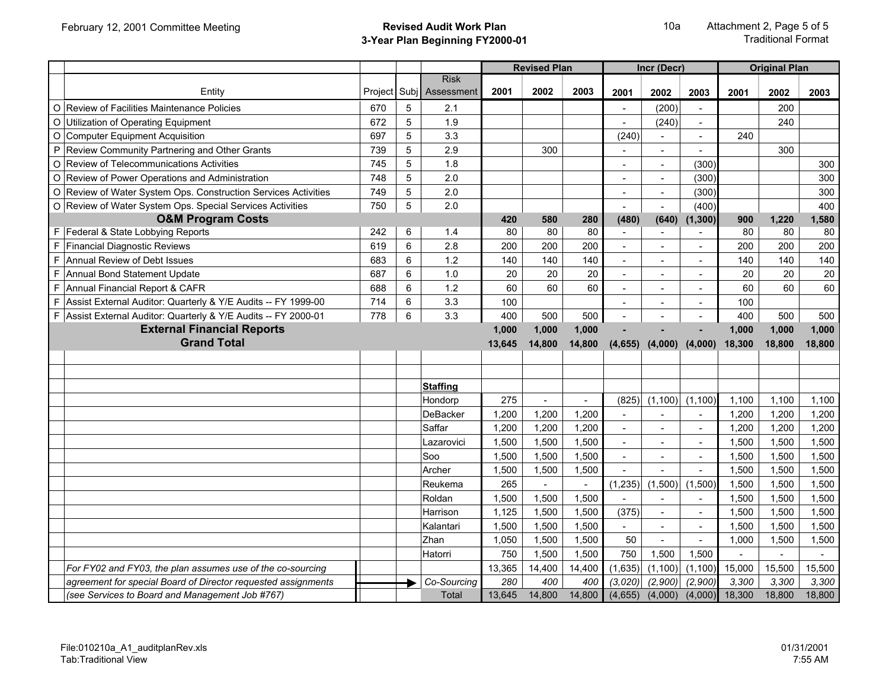# Revised Audit Work Plan
## 3-Year Plan Beginning FY2000-01

| | | | | | Revised Plan | | | Incr (Decr) | | | Original Plan | | |
|---|---|---|---|---|---|---|---|---|---|---|---|---|---|
| | Entity | Project | Subj | Risk Assessment | 2001 | 2002 | 2003 | 2001 | 2002 | 2003 | 2001 | 2002 | 2003 |
| O | Review of Facilities Maintenance Policies | 670 | 5 | 2.1 | | | | - | (200) | - | | 200 | |
| O | Utilization of Operating Equipment | 672 | 5 | 1.9 | | | | - | (240) | - | | 240 | |
| O | Computer Equipment Acquisition | 697 | 5 | 3.3 | | | | (240) | - | - | 240 | | |
| P | Review Community Partnering and Other Grants | 739 | 5 | 2.9 | | 300 | | - | - | - | | 300 | |
| O | Review of Telecommunications Activities | 745 | 5 | 1.8 | | | | - | - | (300) | | | 300 |
| O | Review of Power Operations and Administration | 748 | 5 | 2.0 | | | | - | - | (300) | | | 300 |
| O | Review of Water System Ops. Construction Services Activities | 749 | 5 | 2.0 | | | | - | - | (300) | | | 300 |
| O | Review of Water System Ops. Special Services Activities | 750 | 5 | 2.0 | | | | - | - | (400) | | | 400 |
| | **O&M Program Costs** | | | | **420** | **580** | **280** | **(480)** | **(640)** | **(1,300)** | **900** | **1,220** | **1,580** |
| F | Federal & State Lobbying Reports | 242 | 6 | 1.4 | 80 | 80 | 80 | - | - | - | 80 | 80 | 80 |
| F | Financial Diagnostic Reviews | 619 | 6 | 2.8 | 200 | 200 | 200 | - | - | - | 200 | 200 | 200 |
| F | Annual Review of Debt Issues | 683 | 6 | 1.2 | 140 | 140 | 140 | - | - | - | 140 | 140 | 140 |
| F | Annual Bond Statement Update | 687 | 6 | 1.0 | 20 | 20 | 20 | - | - | - | 20 | 20 | 20 |
| F | Annual Financial Report & CAFR | 688 | 6 | 1.2 | 60 | 60 | 60 | - | - | - | 60 | 60 | 60 |
| F | Assist External Auditor: Quarterly & Y/E Audits -- FY 1999-00 | 714 | 6 | 3.3 | 100 | | | - | - | - | 100 | | |
| F | Assist External Auditor: Quarterly & Y/E Audits -- FY 2000-01 | 778 | 6 | 3.3 | 400 | 500 | 500 | - | - | - | 400 | 500 | 500 |
| | **External Financial Reports** | | | | **1,000** | **1,000** | **1,000** | **-** | **-** | **-** | **1,000** | **1,000** | **1,000** |
| | **Grand Total** | | | | **13,645** | **14,800** | **14,800** | **(4,655)** | **(4,000)** | **(4,000)** | **18,300** | **18,800** | **18,800** |
| | | | | **Staffing** | | | | | | | | | |
| | | | | Hondorp | 275 | - | - | (825) | (1,100) | (1,100) | 1,100 | 1,100 | 1,100 |
| | | | | DeBacker | 1,200 | 1,200 | 1,200 | - | - | - | 1,200 | 1,200 | 1,200 |
| | | | | Saffar | 1,200 | 1,200 | 1,200 | - | - | - | 1,200 | 1,200 | 1,200 |
| | | | | Lazarovici | 1,500 | 1,500 | 1,500 | - | - | - | 1,500 | 1,500 | 1,500 |
| | | | | Soo | 1,500 | 1,500 | 1,500 | - | - | - | 1,500 | 1,500 | 1,500 |
| | | | | Archer | 1,500 | 1,500 | 1,500 | - | - | - | 1,500 | 1,500 | 1,500 |
| | | | | Reukema | 265 | - | - | (1,235) | (1,500) | (1,500) | 1,500 | 1,500 | 1,500 |
| | | | | Roldan | 1,500 | 1,500 | 1,500 | - | - | - | 1,500 | 1,500 | 1,500 |
| | | | | Harrison | 1,125 | 1,500 | 1,500 | (375) | - | - | 1,500 | 1,500 | 1,500 |
| | | | | Kalantari | 1,500 | 1,500 | 1,500 | - | - | - | 1,500 | 1,500 | 1,500 |
| | | | | Zhan | 1,050 | 1,500 | 1,500 | 50 | - | - | 1,000 | 1,500 | 1,500 |
| | | | | Hatorri | 750 | 1,500 | 1,500 | 750 | 1,500 | 1,500 | - | - | - |
| | *For FY02 and FY03, the plan assumes use of the co-sourcing* | | | | 13,365 | 14,400 | 14,400 | (1,635) | (1,100) | (1,100) | 15,000 | 15,500 | 15,500 |
| | *agreement for special Board of Director requested assignments* | → | | *Co-Sourcing* | *280* | *400* | *400* | *(3,020)* | *(2,900)* | *(2,900)* | *3,300* | *3,300* | *3,300* |
| | *(see Services to Board and Management Job #767)* | | | Total | 13,645 | 14,800 | 14,800 | (4,655) | (4,000) | (4,000) | 18,300 | 18,800 | 18,800 |

File:010210a_A1_auditplanRev.xls
Tab:Traditional View